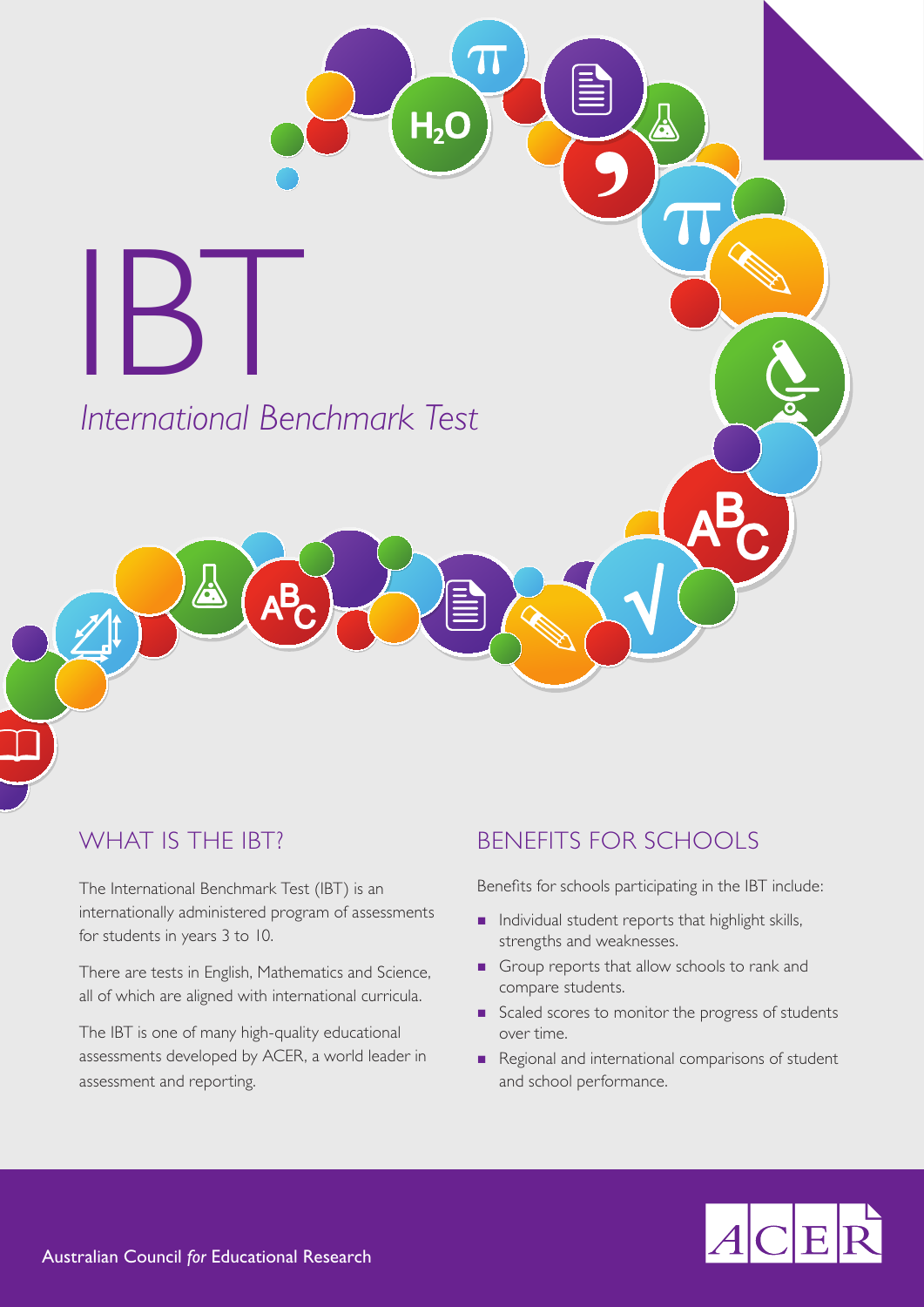# IBT

*International Benchmark Test*

## WHAT IS THE IBT?

The International Benchmark Test (IBT) is an internationally administered program of assessments for students in years 3 to 10.

There are tests in English, Mathematics and Science, all of which are aligned with international curricula.

The IBT is one of many high-quality educational assessments developed by ACER, a world leader in assessment and reporting.

## BENEFITS FOR SCHOOLS

Benefits for schools participating in the IBT include:

- Individual student reports that highlight skills, strengths and weaknesses.
- Group reports that allow schools to rank and compare students.
- Scaled scores to monitor the progress of students over time.
- Regional and international comparisons of student and school performance.

Australian Council *for* Educational Research

ACER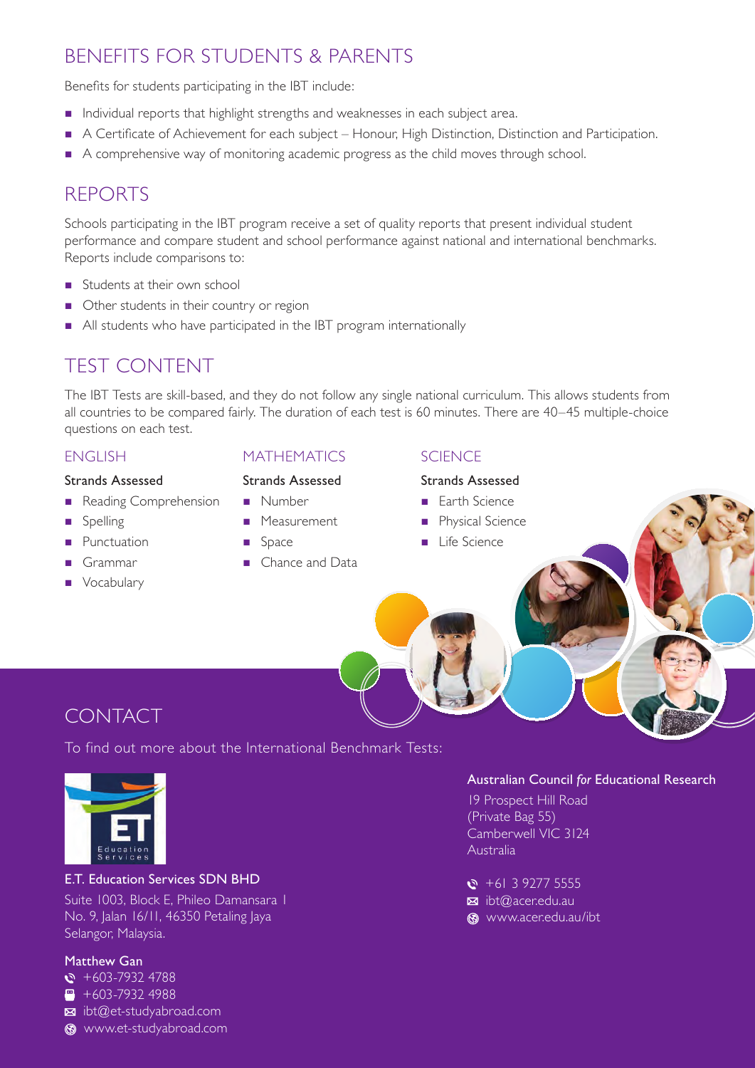## BENEFITS FOR STUDENTS & PARENTS

Benefits for students participating in the IBT include:

- Individual reports that highlight strengths and weaknesses in each subject area.
- A Certificate of Achievement for each subject – Honour, High Distinction, Distinction and Participation.
- A comprehensive way of monitoring academic progress as the child moves through school.

## REPORTS

Schools participating in the IBT program receive a set of quality reports that present individual student performance and compare student and school performance against national and international benchmarks. Reports include comparisons to:

- Students at their own school
- Other students in their country or region
- All students who have participated in the IBT program internationally

## TEST CONTENT

The IBT Tests are skill-based, and they do not follow any single national curriculum. This allows students from all countries to be compared fairly. The duration of each test is 60 minutes. There are 40–45 multiple-choice questions on each test.

### ENGLISH

**Strands Assessed**

- Reading Comprehension
- Spelling
- Punctuation
- Grammar
- Vocabulary

### MATHEMATICS

**Strands Assessed**

- Number
- Measurement
- Space
- Chance and Data

### SCIENCE

**Strands Assessed**

- Earth Science
- Physical Science
- Life Science

## CONTACT

To find out more about the International Benchmark Tests:

**E.T. Education Services SDN BHD**

Suite 1003, Block E, Phileo Damansara 1
No. 9, Jalan 16/11, 46350 Petaling Jaya
Selangor, Malaysia.

**Matthew Gan**

+603-7932 4788
+603-7932 4988
ibt@et-studyabroad.com
www.et-studyabroad.com

**Australian Council *for* Educational Research**

19 Prospect Hill Road
(Private Bag 55)
Camberwell VIC 3124
Australia

+61 3 9277 5555
ibt@acer.edu.au
www.acer.edu.au/ibt